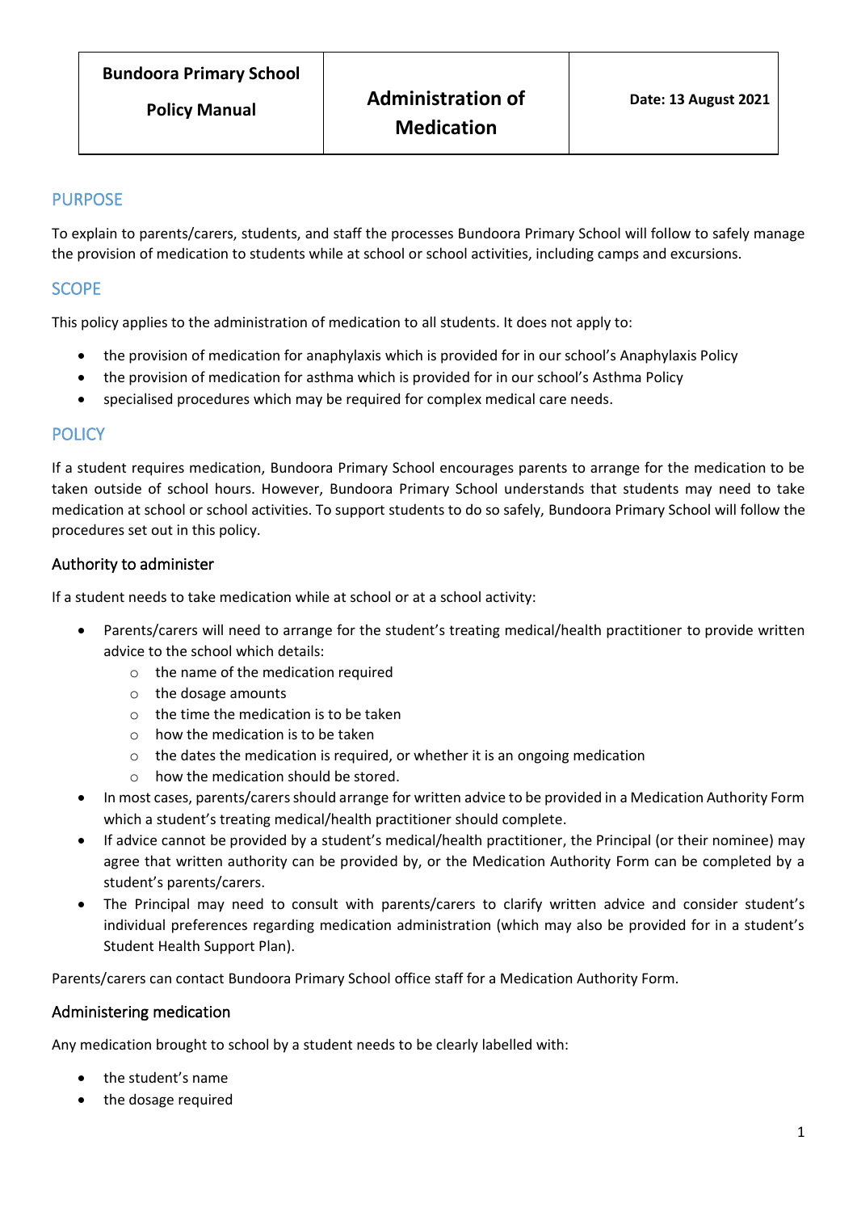| Bundoora Primary School<br>Policy Manual | Administration of Medication | Date: 13 August 2021 |
|---|---|---|

## PURPOSE

To explain to parents/carers, students, and staff the processes Bundoora Primary School will follow to safely manage the provision of medication to students while at school or school activities, including camps and excursions.

## SCOPE

This policy applies to the administration of medication to all students. It does not apply to:

- the provision of medication for anaphylaxis which is provided for in our school's Anaphylaxis Policy
- the provision of medication for asthma which is provided for in our school's Asthma Policy
- specialised procedures which may be required for complex medical care needs.

## POLICY

If a student requires medication, Bundoora Primary School encourages parents to arrange for the medication to be taken outside of school hours. However, Bundoora Primary School understands that students may need to take medication at school or school activities. To support students to do so safely, Bundoora Primary School will follow the procedures set out in this policy.

### Authority to administer

If a student needs to take medication while at school or at a school activity:

- Parents/carers will need to arrange for the student's treating medical/health practitioner to provide written advice to the school which details:
  - the name of the medication required
  - the dosage amounts
  - the time the medication is to be taken
  - how the medication is to be taken
  - the dates the medication is required, or whether it is an ongoing medication
  - how the medication should be stored.
- In most cases, parents/carers should arrange for written advice to be provided in a Medication Authority Form which a student's treating medical/health practitioner should complete.
- If advice cannot be provided by a student's medical/health practitioner, the Principal (or their nominee) may agree that written authority can be provided by, or the Medication Authority Form can be completed by a student's parents/carers.
- The Principal may need to consult with parents/carers to clarify written advice and consider student's individual preferences regarding medication administration (which may also be provided for in a student's Student Health Support Plan).

Parents/carers can contact Bundoora Primary School office staff for a Medication Authority Form.

### Administering medication

Any medication brought to school by a student needs to be clearly labelled with:

- the student's name
- the dosage required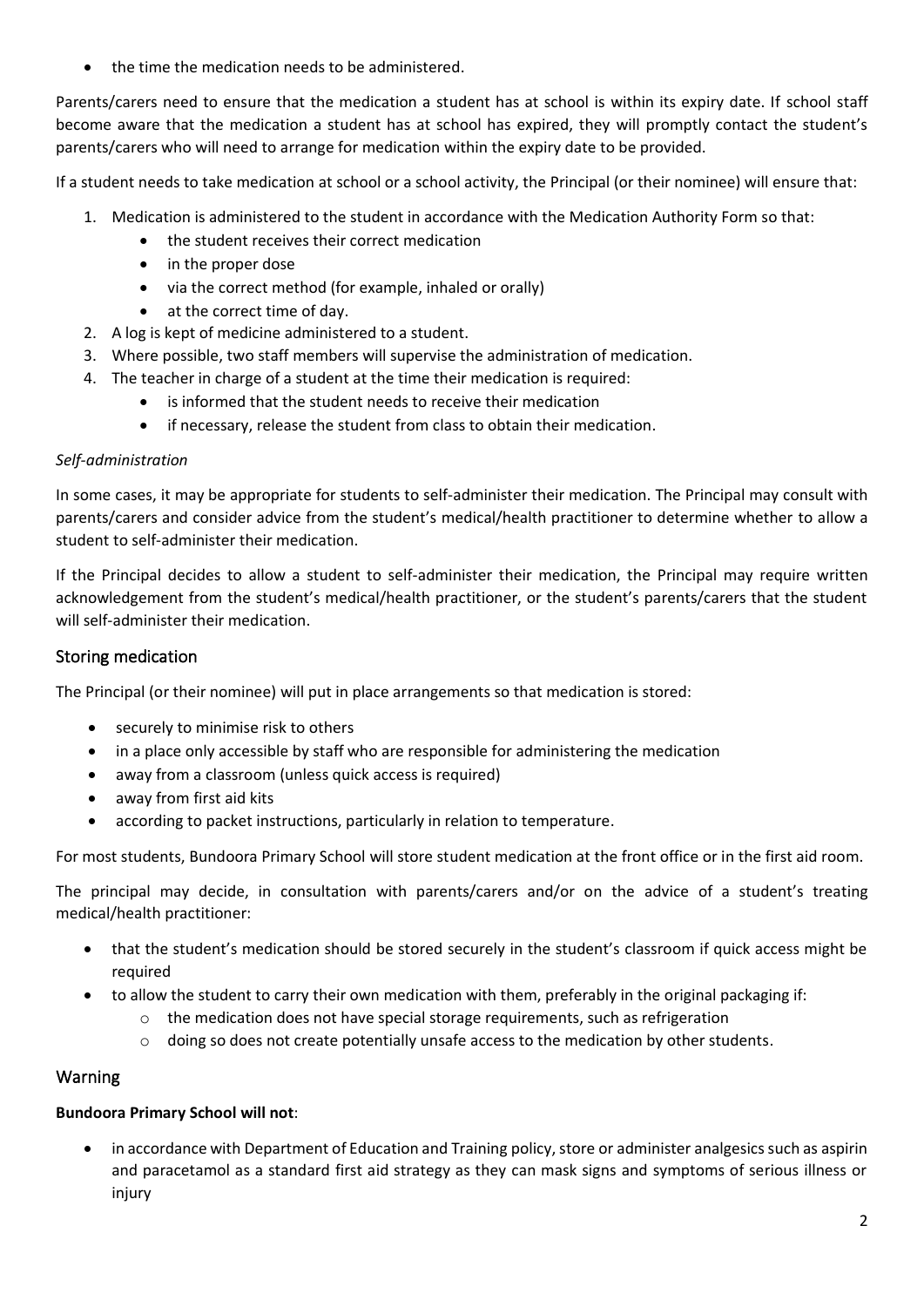- the time the medication needs to be administered.

Parents/carers need to ensure that the medication a student has at school is within its expiry date. If school staff become aware that the medication a student has at school has expired, they will promptly contact the student's parents/carers who will need to arrange for medication within the expiry date to be provided.

If a student needs to take medication at school or a school activity, the Principal (or their nominee) will ensure that:

1. Medication is administered to the student in accordance with the Medication Authority Form so that:
    - the student receives their correct medication
    - in the proper dose
    - via the correct method (for example, inhaled or orally)
    - at the correct time of day.
2. A log is kept of medicine administered to a student.
3. Where possible, two staff members will supervise the administration of medication.
4. The teacher in charge of a student at the time their medication is required:
    - is informed that the student needs to receive their medication
    - if necessary, release the student from class to obtain their medication.

*Self-administration*

In some cases, it may be appropriate for students to self-administer their medication. The Principal may consult with parents/carers and consider advice from the student's medical/health practitioner to determine whether to allow a student to self-administer their medication.

If the Principal decides to allow a student to self-administer their medication, the Principal may require written acknowledgement from the student's medical/health practitioner, or the student's parents/carers that the student will self-administer their medication.

## Storing medication

The Principal (or their nominee) will put in place arrangements so that medication is stored:

- securely to minimise risk to others
- in a place only accessible by staff who are responsible for administering the medication
- away from a classroom (unless quick access is required)
- away from first aid kits
- according to packet instructions, particularly in relation to temperature.

For most students, Bundoora Primary School will store student medication at the front office or in the first aid room.

The principal may decide, in consultation with parents/carers and/or on the advice of a student's treating medical/health practitioner:

- that the student's medication should be stored securely in the student's classroom if quick access might be required
- to allow the student to carry their own medication with them, preferably in the original packaging if:
    - the medication does not have special storage requirements, such as refrigeration
    - doing so does not create potentially unsafe access to the medication by other students.

## Warning

**Bundoora Primary School will not**:

- in accordance with Department of Education and Training policy, store or administer analgesics such as aspirin and paracetamol as a standard first aid strategy as they can mask signs and symptoms of serious illness or injury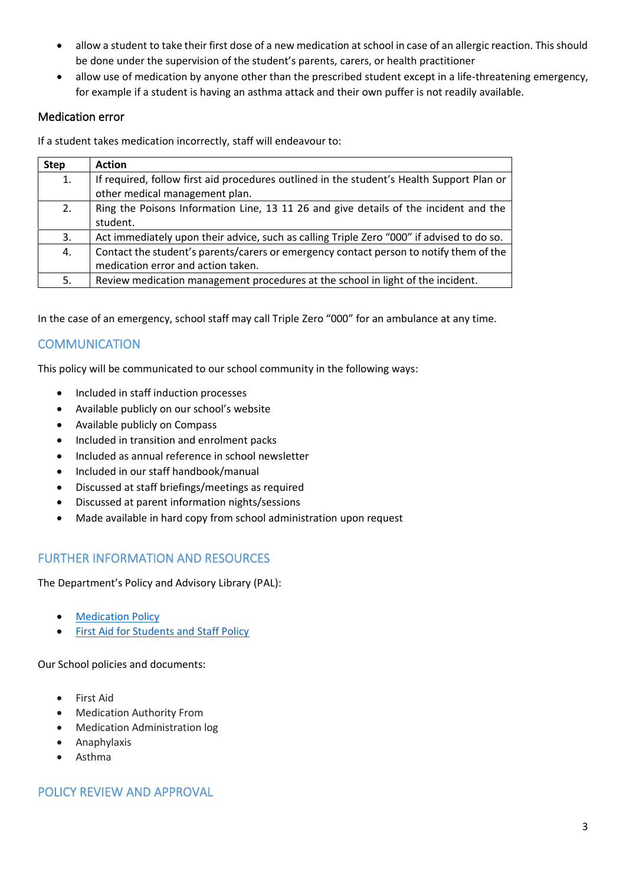- allow a student to take their first dose of a new medication at school in case of an allergic reaction. This should be done under the supervision of the student's parents, carers, or health practitioner
- allow use of medication by anyone other than the prescribed student except in a life-threatening emergency, for example if a student is having an asthma attack and their own puffer is not readily available.

### Medication error

If a student takes medication incorrectly, staff will endeavour to:

| Step | Action |
|---|---|
| 1. | If required, follow first aid procedures outlined in the student's Health Support Plan or other medical management plan. |
| 2. | Ring the Poisons Information Line, 13 11 26 and give details of the incident and the student. |
| 3. | Act immediately upon their advice, such as calling Triple Zero "000" if advised to do so. |
| 4. | Contact the student's parents/carers or emergency contact person to notify them of the medication error and action taken. |
| 5. | Review medication management procedures at the school in light of the incident. |

In the case of an emergency, school staff may call Triple Zero "000" for an ambulance at any time.

## COMMUNICATION

This policy will be communicated to our school community in the following ways:

- Included in staff induction processes
- Available publicly on our school's website
- Available publicly on Compass
- Included in transition and enrolment packs
- Included as annual reference in school newsletter
- Included in our staff handbook/manual
- Discussed at staff briefings/meetings as required
- Discussed at parent information nights/sessions
- Made available in hard copy from school administration upon request

## FURTHER INFORMATION AND RESOURCES

The Department's Policy and Advisory Library (PAL):

- Medication Policy
- First Aid for Students and Staff Policy

Our School policies and documents:

- First Aid
- Medication Authority From
- Medication Administration log
- Anaphylaxis
- Asthma

## POLICY REVIEW AND APPROVAL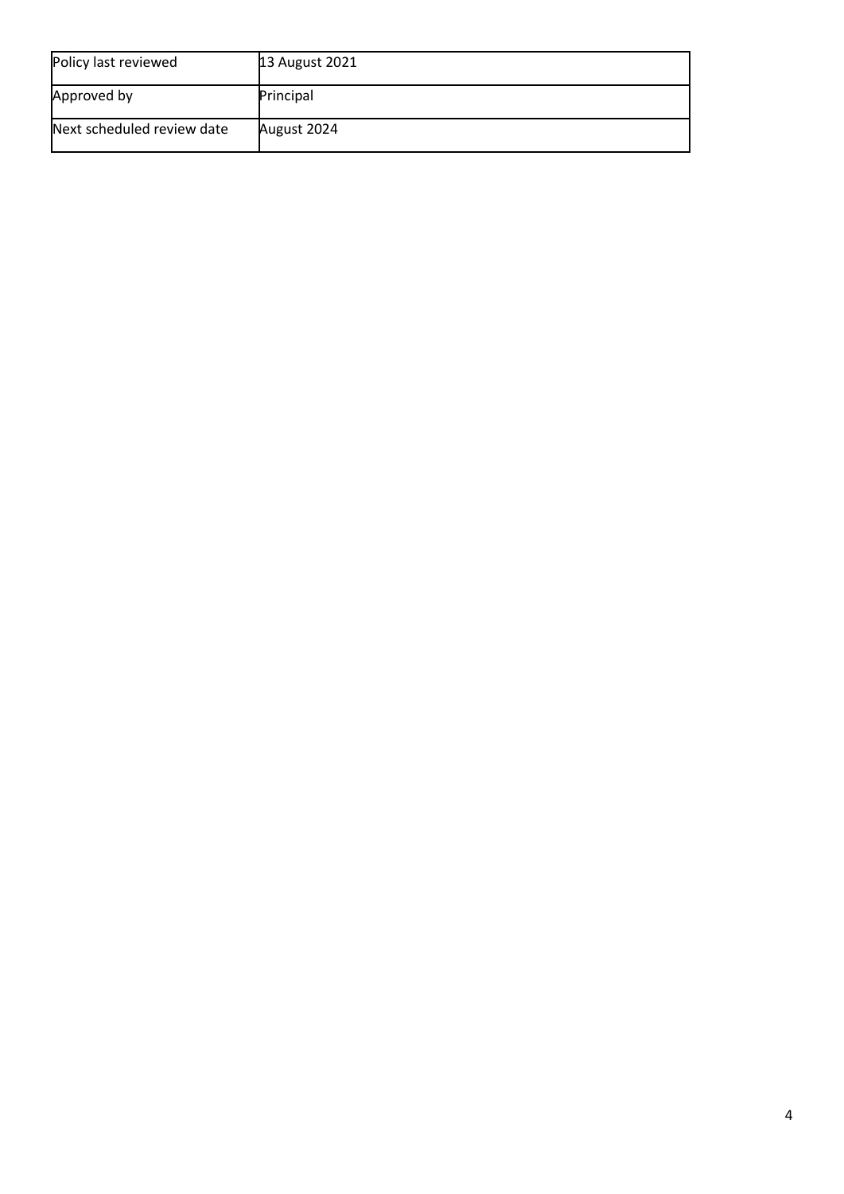| | |
|---|---|
| Policy last reviewed | 13 August 2021 |
| Approved by | Principal |
| Next scheduled review date | August 2024 |